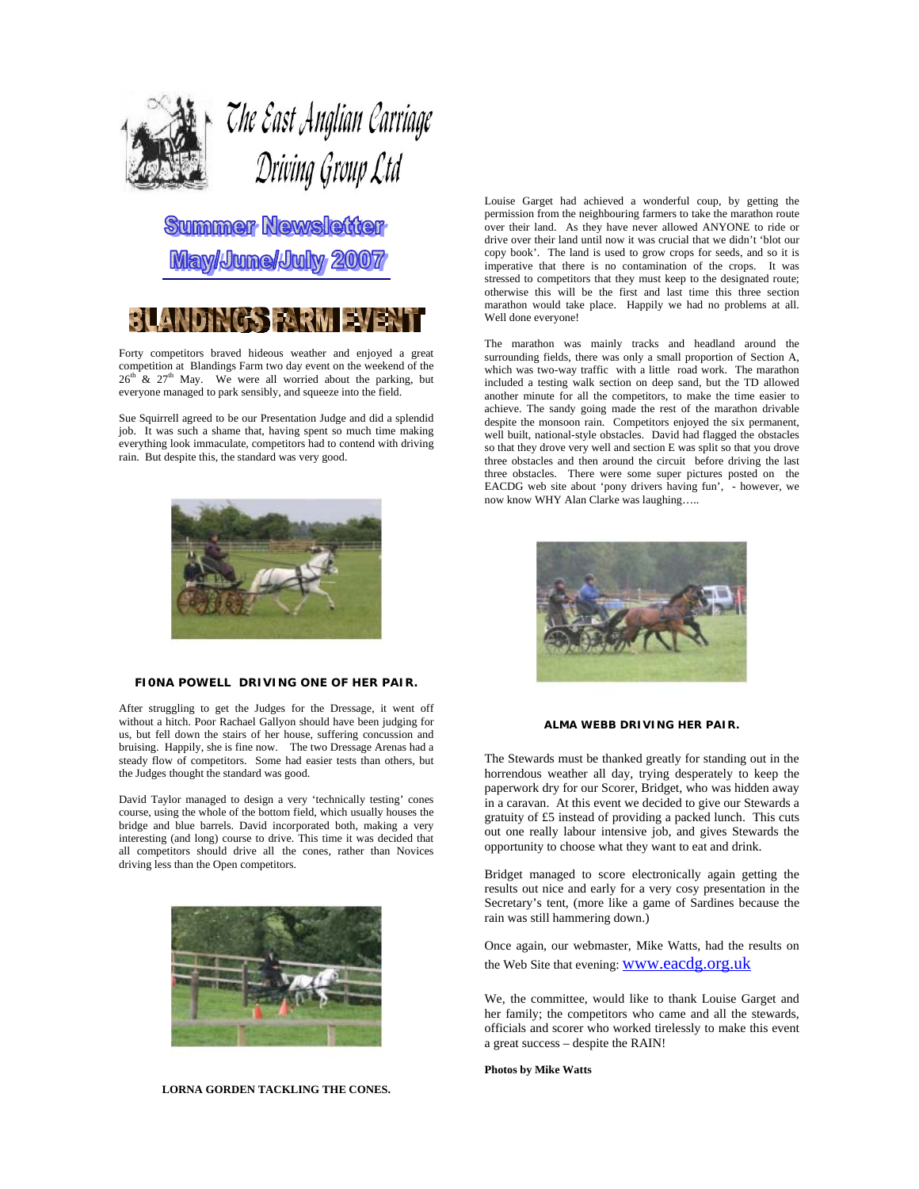# The East Anglian Carriage Driving Group Ltd

## Summer Newsletter May/June/July 2007

## BLANDINGS FARM EVENT

Forty competitors braved hideous weather and enjoyed a great competition at Blandings Farm two day event on the weekend of the 26th & 27th May. We were all worried about the parking, but everyone managed to park sensibly, and squeeze into the field.

Sue Squirrell agreed to be our Presentation Judge and did a splendid job. It was such a shame that, having spent so much time making everything look immaculate, competitors had to contend with driving rain. But despite this, the standard was very good.

**FI0NA POWELL DRIVING ONE OF HER PAIR.**

After struggling to get the Judges for the Dressage, it went off without a hitch. Poor Rachael Gallyon should have been judging for us, but fell down the stairs of her house, suffering concussion and bruising. Happily, she is fine now. The two Dressage Arenas had a steady flow of competitors. Some had easier tests than others, but the Judges thought the standard was good.

David Taylor managed to design a very 'technically testing' cones course, using the whole of the bottom field, which usually houses the bridge and blue barrels. David incorporated both, making a very interesting (and long) course to drive. This time it was decided that all competitors should drive all the cones, rather than Novices driving less than the Open competitors.

**LORNA GORDEN TACKLING THE CONES.**

Louise Garget had achieved a wonderful coup, by getting the permission from the neighbouring farmers to take the marathon route over their land. As they have never allowed ANYONE to ride or drive over their land until now it was crucial that we didn't 'blot our copy book'. The land is used to grow crops for seeds, and so it is imperative that there is no contamination of the crops. It was stressed to competitors that they must keep to the designated route; otherwise this will be the first and last time this three section marathon would take place. Happily we had no problems at all. Well done everyone!

The marathon was mainly tracks and headland around the surrounding fields, there was only a small proportion of Section A, which was two-way traffic with a little road work. The marathon included a testing walk section on deep sand, but the TD allowed another minute for all the competitors, to make the time easier to achieve. The sandy going made the rest of the marathon drivable despite the monsoon rain. Competitors enjoyed the six permanent, well built, national-style obstacles. David had flagged the obstacles so that they drove very well and section E was split so that you drove three obstacles and then around the circuit before driving the last three obstacles. There were some super pictures posted on the EACDG web site about 'pony drivers having fun', - however, we now know WHY Alan Clarke was laughing…..

**ALMA WEBB DRIVING HER PAIR.**

The Stewards must be thanked greatly for standing out in the horrendous weather all day, trying desperately to keep the paperwork dry for our Scorer, Bridget, who was hidden away in a caravan. At this event we decided to give our Stewards a gratuity of £5 instead of providing a packed lunch. This cuts out one really labour intensive job, and gives Stewards the opportunity to choose what they want to eat and drink.

Bridget managed to score electronically again getting the results out nice and early for a very cosy presentation in the Secretary's tent, (more like a game of Sardines because the rain was still hammering down.)

Once again, our webmaster, Mike Watts, had the results on the Web Site that evening: www.eacdg.org.uk

We, the committee, would like to thank Louise Garget and her family; the competitors who came and all the stewards, officials and scorer who worked tirelessly to make this event a great success – despite the RAIN!

**Photos by Mike Watts**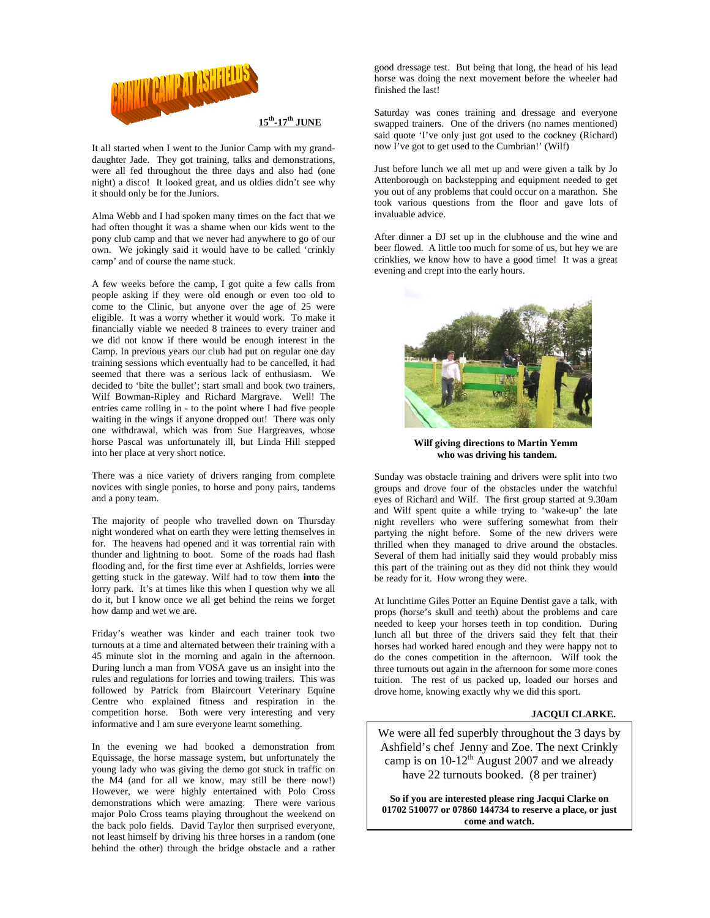# CRINKLY CAMP AT ASHFIELDS

**15th-17th JUNE**

It all started when I went to the Junior Camp with my grand-daughter Jade. They got training, talks and demonstrations, were all fed throughout the three days and also had (one night) a disco! It looked great, and us oldies didn't see why it should only be for the Juniors.

Alma Webb and I had spoken many times on the fact that we had often thought it was a shame when our kids went to the pony club camp and that we never had anywhere to go of our own. We jokingly said it would have to be called 'crinkly camp' and of course the name stuck.

A few weeks before the camp, I got quite a few calls from people asking if they were old enough or even too old to come to the Clinic, but anyone over the age of 25 were eligible. It was a worry whether it would work. To make it financially viable we needed 8 trainees to every trainer and we did not know if there would be enough interest in the Camp. In previous years our club had put on regular one day training sessions which eventually had to be cancelled, it had seemed that there was a serious lack of enthusiasm. We decided to 'bite the bullet'; start small and book two trainers, Wilf Bowman-Ripley and Richard Margrave. Well! The entries came rolling in - to the point where I had five people waiting in the wings if anyone dropped out! There was only one withdrawal, which was from Sue Hargreaves, whose horse Pascal was unfortunately ill, but Linda Hill stepped into her place at very short notice.

There was a nice variety of drivers ranging from complete novices with single ponies, to horse and pony pairs, tandems and a pony team.

The majority of people who travelled down on Thursday night wondered what on earth they were letting themselves in for. The heavens had opened and it was torrential rain with thunder and lightning to boot. Some of the roads had flash flooding and, for the first time ever at Ashfields, lorries were getting stuck in the gateway. Wilf had to tow them **into** the lorry park. It's at times like this when I question why we all do it, but I know once we all get behind the reins we forget how damp and wet we are.

Friday's weather was kinder and each trainer took two turnouts at a time and alternated between their training with a 45 minute slot in the morning and again in the afternoon. During lunch a man from VOSA gave us an insight into the rules and regulations for lorries and towing trailers. This was followed by Patrick from Blaircourt Veterinary Equine Centre who explained fitness and respiration in the competition horse. Both were very interesting and very informative and I am sure everyone learnt something.

In the evening we had booked a demonstration from Equissage, the horse massage system, but unfortunately the young lady who was giving the demo got stuck in traffic on the M4 (and for all we know, may still be there now!) However, we were highly entertained with Polo Cross demonstrations which were amazing. There were various major Polo Cross teams playing throughout the weekend on the back polo fields. David Taylor then surprised everyone, not least himself by driving his three horses in a random (one behind the other) through the bridge obstacle and a rather good dressage test. But being that long, the head of his lead horse was doing the next movement before the wheeler had finished the last!

Saturday was cones training and dressage and everyone swapped trainers. One of the drivers (no names mentioned) said quote 'I've only just got used to the cockney (Richard) now I've got to get used to the Cumbrian!' (Wilf)

Just before lunch we all met up and were given a talk by Jo Attenborough on backstepping and equipment needed to get you out of any problems that could occur on a marathon. She took various questions from the floor and gave lots of invaluable advice.

After dinner a DJ set up in the clubhouse and the wine and beer flowed. A little too much for some of us, but hey we are crinklies, we know how to have a good time! It was a great evening and crept into the early hours.

**Wilf giving directions to Martin Yemm who was driving his tandem.**

Sunday was obstacle training and drivers were split into two groups and drove four of the obstacles under the watchful eyes of Richard and Wilf. The first group started at 9.30am and Wilf spent quite a while trying to 'wake-up' the late night revellers who were suffering somewhat from their partying the night before. Some of the new drivers were thrilled when they managed to drive around the obstacles. Several of them had initially said they would probably miss this part of the training out as they did not think they would be ready for it. How wrong they were.

At lunchtime Giles Potter an Equine Dentist gave a talk, with props (horse's skull and teeth) about the problems and care needed to keep your horses teeth in top condition. During lunch all but three of the drivers said they felt that their horses had worked hared enough and they were happy not to do the cones competition in the afternoon. Wilf took the three turnouts out again in the afternoon for some more cones tuition. The rest of us packed up, loaded our horses and drove home, knowing exactly why we did this sport.

**JACQUI CLARKE.**

We were all fed superbly throughout the 3 days by Ashfield's chef Jenny and Zoe. The next Crinkly camp is on 10-12th August 2007 and we already have 22 turnouts booked. (8 per trainer)

**So if you are interested please ring Jacqui Clarke on 01702 510077 or 07860 144734 to reserve a place, or just come and watch.**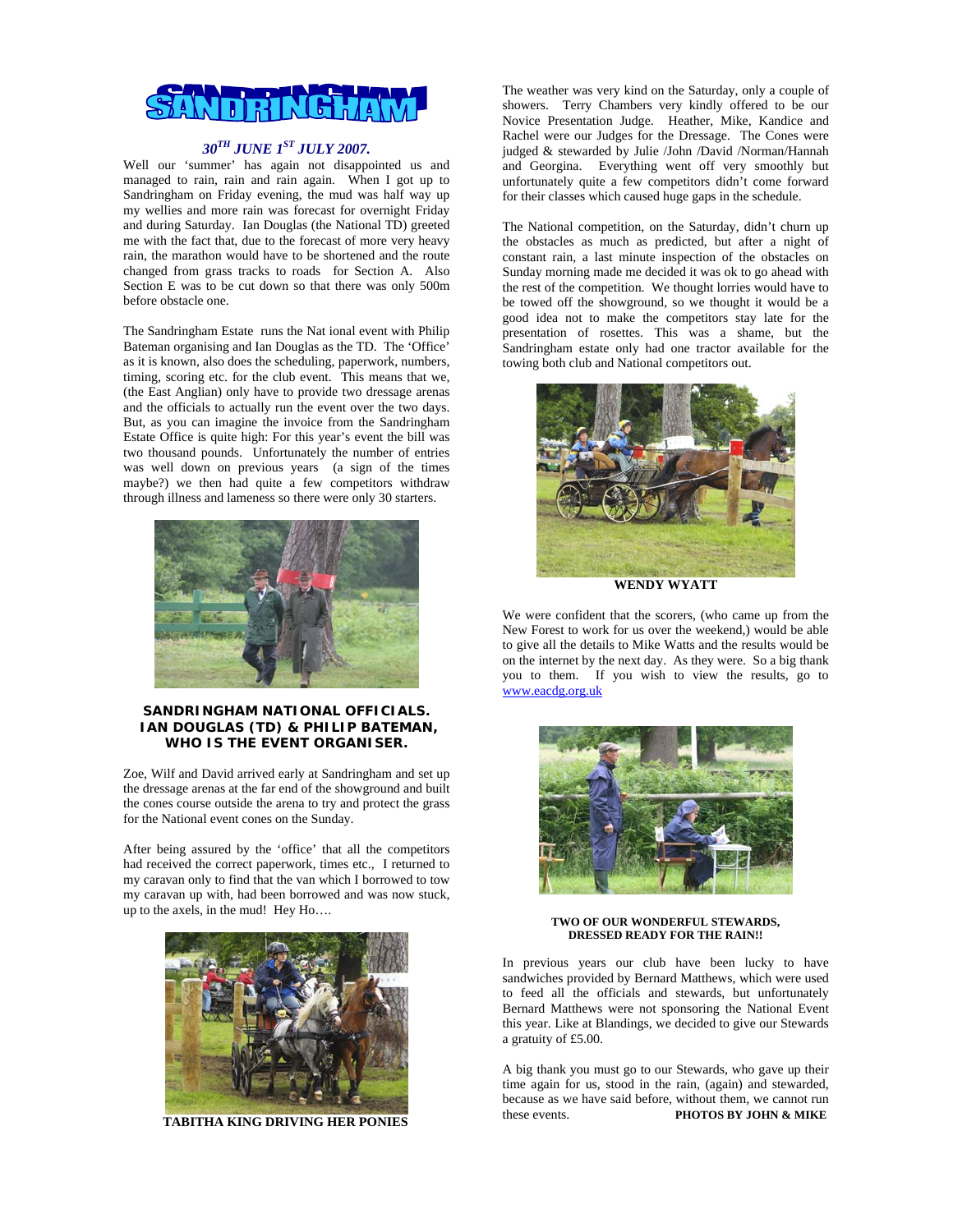# SANDRINGHAM

***30TH JUNE 1ST JULY 2007.***

Well our 'summer' has again not disappointed us and managed to rain, rain and rain again. When I got up to Sandringham on Friday evening, the mud was half way up my wellies and more rain was forecast for overnight Friday and during Saturday. Ian Douglas (the National TD) greeted me with the fact that, due to the forecast of more very heavy rain, the marathon would have to be shortened and the route changed from grass tracks to roads for Section A. Also Section E was to be cut down so that there was only 500m before obstacle one.

The Sandringham Estate runs the Nat ional event with Philip Bateman organising and Ian Douglas as the TD. The 'Office' as it is known, also does the scheduling, paperwork, numbers, timing, scoring etc. for the club event. This means that we, (the East Anglian) only have to provide two dressage arenas and the officials to actually run the event over the two days. But, as you can imagine the invoice from the Sandringham Estate Office is quite high: For this year's event the bill was two thousand pounds. Unfortunately the number of entries was well down on previous years (a sign of the times maybe?) we then had quite a few competitors withdraw through illness and lameness so there were only 30 starters.

**SANDRINGHAM NATIONAL OFFICIALS. IAN DOUGLAS (TD) & PHILIP BATEMAN, WHO IS THE EVENT ORGANISER.**

Zoe, Wilf and David arrived early at Sandringham and set up the dressage arenas at the far end of the showground and built the cones course outside the arena to try and protect the grass for the National event cones on the Sunday.

After being assured by the 'office' that all the competitors had received the correct paperwork, times etc., I returned to my caravan only to find that the van which I borrowed to tow my caravan up with, had been borrowed and was now stuck, up to the axels, in the mud! Hey Ho….

**TABITHA KING DRIVING HER PONIES**

The weather was very kind on the Saturday, only a couple of showers. Terry Chambers very kindly offered to be our Novice Presentation Judge. Heather, Mike, Kandice and Rachel were our Judges for the Dressage. The Cones were judged & stewarded by Julie /John /David /Norman/Hannah and Georgina. Everything went off very smoothly but unfortunately quite a few competitors didn't come forward for their classes which caused huge gaps in the schedule.

The National competition, on the Saturday, didn't churn up the obstacles as much as predicted, but after a night of constant rain, a last minute inspection of the obstacles on Sunday morning made me decided it was ok to go ahead with the rest of the competition. We thought lorries would have to be towed off the showground, so we thought it would be a good idea not to make the competitors stay late for the presentation of rosettes. This was a shame, but the Sandringham estate only had one tractor available for the towing both club and National competitors out.

**WENDY WYATT**

We were confident that the scorers, (who came up from the New Forest to work for us over the weekend,) would be able to give all the details to Mike Watts and the results would be on the internet by the next day. As they were. So a big thank you to them. If you wish to view the results, go to www.eacdg.org.uk

**TWO OF OUR WONDERFUL STEWARDS, DRESSED READY FOR THE RAIN!!**

In previous years our club have been lucky to have sandwiches provided by Bernard Matthews, which were used to feed all the officials and stewards, but unfortunately Bernard Matthews were not sponsoring the National Event this year. Like at Blandings, we decided to give our Stewards a gratuity of £5.00.

A big thank you must go to our Stewards, who gave up their time again for us, stood in the rain, (again) and stewarded, because as we have said before, without them, we cannot run these events.

**PHOTOS BY JOHN & MIKE**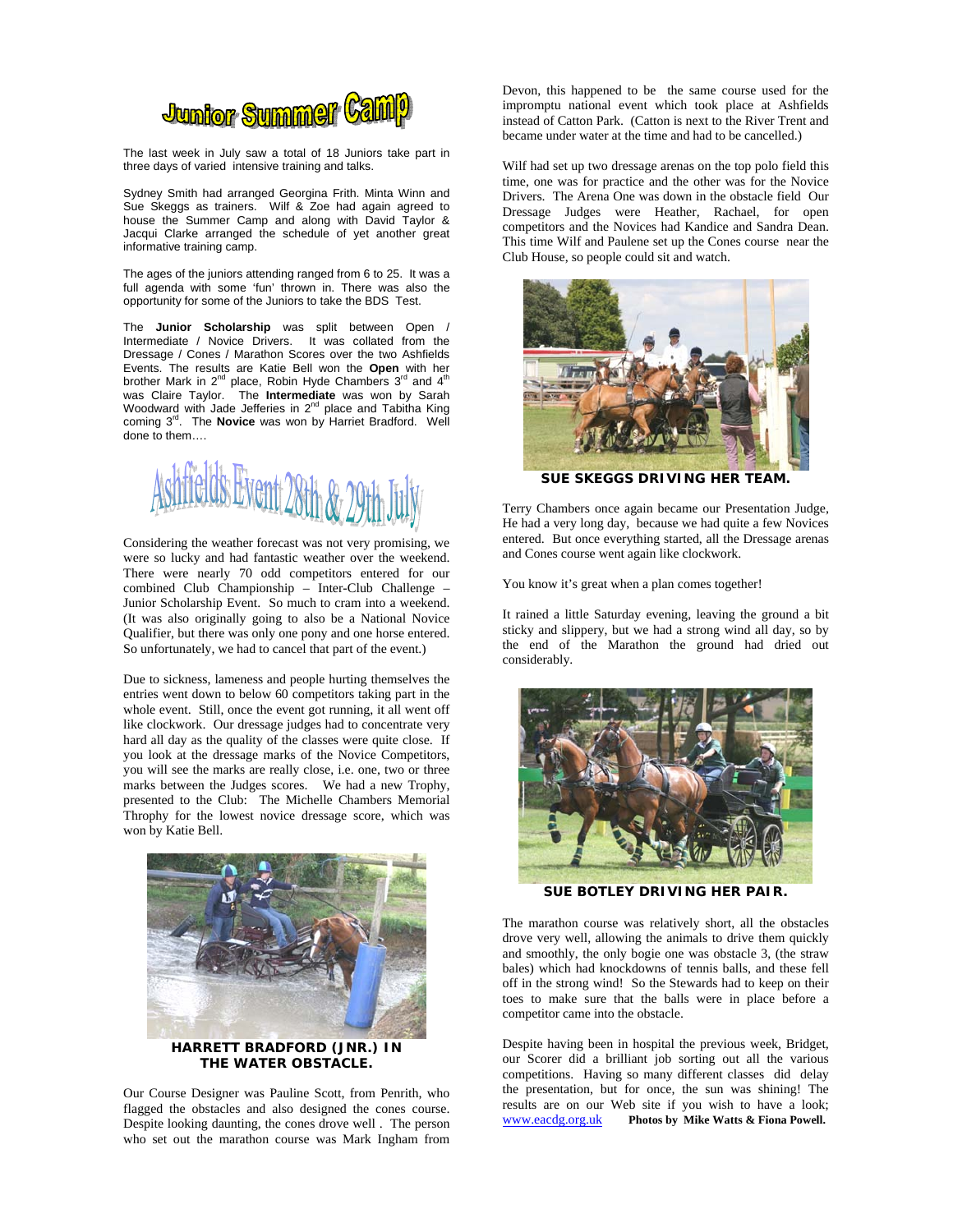# Junior Summer Camp

The last week in July saw a total of 18 Juniors take part in three days of varied intensive training and talks.

Sydney Smith had arranged Georgina Frith. Minta Winn and Sue Skeggs as trainers. Wilf & Zoe had again agreed to house the Summer Camp and along with David Taylor & Jacqui Clarke arranged the schedule of yet another great informative training camp.

The ages of the juniors attending ranged from 6 to 25. It was a full agenda with some 'fun' thrown in. There was also the opportunity for some of the Juniors to take the BDS Test.

The **Junior Scholarship** was split between Open / Intermediate / Novice Drivers. It was collated from the Dressage / Cones / Marathon Scores over the two Ashfields Events. The results are Katie Bell won the **Open** with her brother Mark in 2nd place, Robin Hyde Chambers 3rd and 4th was Claire Taylor. The **Intermediate** was won by Sarah Woodward with Jade Jefferies in 2nd place and Tabitha King coming 3rd. The **Novice** was won by Harriet Bradford. Well done to them….

# Ashfields Event 28th & 29th July

Considering the weather forecast was not very promising, we were so lucky and had fantastic weather over the weekend. There were nearly 70 odd competitors entered for our combined Club Championship – Inter-Club Challenge – Junior Scholarship Event. So much to cram into a weekend. (It was also originally going to also be a National Novice Qualifier, but there was only one pony and one horse entered. So unfortunately, we had to cancel that part of the event.)

Due to sickness, lameness and people hurting themselves the entries went down to below 60 competitors taking part in the whole event. Still, once the event got running, it all went off like clockwork. Our dressage judges had to concentrate very hard all day as the quality of the classes were quite close. If you look at the dressage marks of the Novice Competitors, you will see the marks are really close, i.e. one, two or three marks between the Judges scores. We had a new Trophy, presented to the Club: The Michelle Chambers Memorial Throphy for the lowest novice dressage score, which was won by Katie Bell.

**HARRETT BRADFORD (JNR.) IN THE WATER OBSTACLE.**

Our Course Designer was Pauline Scott, from Penrith, who flagged the obstacles and also designed the cones course. Despite looking daunting, the cones drove well . The person who set out the marathon course was Mark Ingham from Devon, this happened to be the same course used for the impromptu national event which took place at Ashfields instead of Catton Park. (Catton is next to the River Trent and became under water at the time and had to be cancelled.)

Wilf had set up two dressage arenas on the top polo field this time, one was for practice and the other was for the Novice Drivers. The Arena One was down in the obstacle field Our Dressage Judges were Heather, Rachael, for open competitors and the Novices had Kandice and Sandra Dean. This time Wilf and Paulene set up the Cones course near the Club House, so people could sit and watch.

**SUE SKEGGS DRIVING HER TEAM.**

Terry Chambers once again became our Presentation Judge, He had a very long day, because we had quite a few Novices entered. But once everything started, all the Dressage arenas and Cones course went again like clockwork.

You know it's great when a plan comes together!

It rained a little Saturday evening, leaving the ground a bit sticky and slippery, but we had a strong wind all day, so by the end of the Marathon the ground had dried out considerably.

**SUE BOTLEY DRIVING HER PAIR.**

The marathon course was relatively short, all the obstacles drove very well, allowing the animals to drive them quickly and smoothly, the only bogie one was obstacle 3, (the straw bales) which had knockdowns of tennis balls, and these fell off in the strong wind! So the Stewards had to keep on their toes to make sure that the balls were in place before a competitor came into the obstacle.

Despite having been in hospital the previous week, Bridget, our Scorer did a brilliant job sorting out all the various competitions. Having so many different classes did delay the presentation, but for once, the sun was shining! The results are on our Web site if you wish to have a look; www.eacdg.org.uk **Photos by Mike Watts & Fiona Powell.**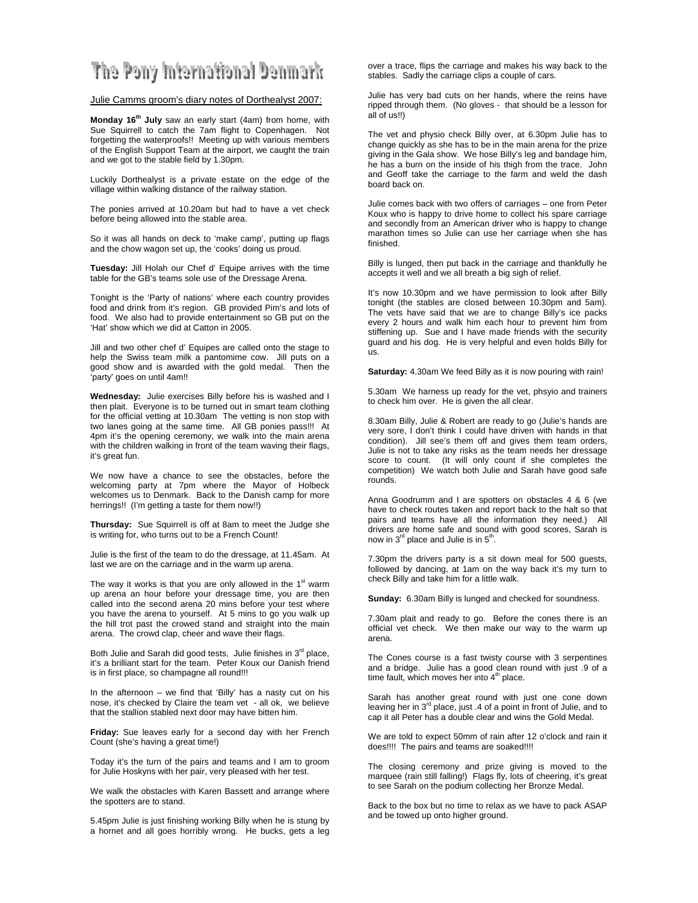# The Pony International Denmark

Julie Camms groom's diary notes of Dorthealyst 2007:

**Monday 16th July** saw an early start (4am) from home, with Sue Squirrell to catch the 7am flight to Copenhagen. Not forgetting the waterproofs!! Meeting up with various members of the English Support Team at the airport, we caught the train and we got to the stable field by 1.30pm.

Luckily Dorthealyst is a private estate on the edge of the village within walking distance of the railway station.

The ponies arrived at 10.20am but had to have a vet check before being allowed into the stable area.

So it was all hands on deck to 'make camp', putting up flags and the chow wagon set up, the 'cooks' doing us proud.

**Tuesday:** Jill Holah our Chef d' Equipe arrives with the time table for the GB's teams sole use of the Dressage Arena.

Tonight is the 'Party of nations' where each country provides food and drink from it's region. GB provided Pim's and lots of food. We also had to provide entertainment so GB put on the 'Hat' show which we did at Catton in 2005.

Jill and two other chef d' Equipes are called onto the stage to help the Swiss team milk a pantomime cow. Jill puts on a good show and is awarded with the gold medal. Then the 'party' goes on until 4am!!

**Wednesday:** Julie exercises Billy before his is washed and I then plait. Everyone is to be turned out in smart team clothing for the official vetting at 10.30am The vetting is non stop with two lanes going at the same time. All GB ponies pass!!! At 4pm it's the opening ceremony, we walk into the main arena with the children walking in front of the team waving their flags, it's great fun.

We now have a chance to see the obstacles, before the welcoming party at 7pm where the Mayor of Holbeck welcomes us to Denmark. Back to the Danish camp for more herrings!! (I'm getting a taste for them now!!)

**Thursday:** Sue Squirrell is off at 8am to meet the Judge she is writing for, who turns out to be a French Count!

Julie is the first of the team to do the dressage, at 11.45am. At last we are on the carriage and in the warm up arena.

The way it works is that you are only allowed in the 1st warm up arena an hour before your dressage time, you are then called into the second arena 20 mins before your test where you have the arena to yourself. At 5 mins to go you walk up the hill trot past the crowed stand and straight into the main arena. The crowd clap, cheer and wave their flags.

Both Julie and Sarah did good tests, Julie finishes in 3rd place, it's a brilliant start for the team. Peter Koux our Danish friend is in first place, so champagne all round!!!

In the afternoon – we find that 'Billy' has a nasty cut on his nose, it's checked by Claire the team vet - all ok, we believe that the stallion stabled next door may have bitten him.

**Friday:** Sue leaves early for a second day with her French Count (she's having a great time!)

Today it's the turn of the pairs and teams and I am to groom for Julie Hoskyns with her pair, very pleased with her test.

We walk the obstacles with Karen Bassett and arrange where the spotters are to stand.

5.45pm Julie is just finishing working Billy when he is stung by a hornet and all goes horribly wrong. He bucks, gets a leg over a trace, flips the carriage and makes his way back to the stables. Sadly the carriage clips a couple of cars.

Julie has very bad cuts on her hands, where the reins have ripped through them. (No gloves - that should be a lesson for all of us!!)

The vet and physio check Billy over, at 6.30pm Julie has to change quickly as she has to be in the main arena for the prize giving in the Gala show. We hose Billy's leg and bandage him, he has a burn on the inside of his thigh from the trace. John and Geoff take the carriage to the farm and weld the dash board back on.

Julie comes back with two offers of carriages – one from Peter Koux who is happy to drive home to collect his spare carriage and secondly from an American driver who is happy to change marathon times so Julie can use her carriage when she has finished.

Billy is lunged, then put back in the carriage and thankfully he accepts it well and we all breath a big sigh of relief.

It's now 10.30pm and we have permission to look after Billy tonight (the stables are closed between 10.30pm and 5am). The vets have said that we are to change Billy's ice packs every 2 hours and walk him each hour to prevent him from stiffening up. Sue and I have made friends with the security guard and his dog. He is very helpful and even holds Billy for us.

**Saturday:** 4.30am We feed Billy as it is now pouring with rain!

5.30am We harness up ready for the vet, phsyio and trainers to check him over. He is given the all clear.

8.30am Billy, Julie & Robert are ready to go (Julie's hands are very sore, I don't think I could have driven with hands in that condition). Jill see's them off and gives them team orders, Julie is not to take any risks as the team needs her dressage score to count. (It will only count if she completes the competition) We watch both Julie and Sarah have good safe rounds.

Anna Goodrumm and I are spotters on obstacles 4 & 6 (we have to check routes taken and report back to the halt so that pairs and teams have all the information they need.) All drivers are home safe and sound with good scores, Sarah is now in 3rd place and Julie is in 5th.

7.30pm the drivers party is a sit down meal for 500 guests, followed by dancing, at 1am on the way back it's my turn to check Billy and take him for a little walk.

**Sunday:** 6.30am Billy is lunged and checked for soundness.

7.30am plait and ready to go. Before the cones there is an official vet check. We then make our way to the warm up arena.

The Cones course is a fast twisty course with 3 serpentines and a bridge. Julie has a good clean round with just .9 of a time fault, which moves her into 4th place.

Sarah has another great round with just one cone down leaving her in 3rd place, just .4 of a point in front of Julie, and to cap it all Peter has a double clear and wins the Gold Medal.

We are told to expect 50mm of rain after 12 o'clock and rain it does!!!! The pairs and teams are soaked!!!!

The closing ceremony and prize giving is moved to the marquee (rain still falling!) Flags fly, lots of cheering, it's great to see Sarah on the podium collecting her Bronze Medal.

Back to the box but no time to relax as we have to pack ASAP and be towed up onto higher ground.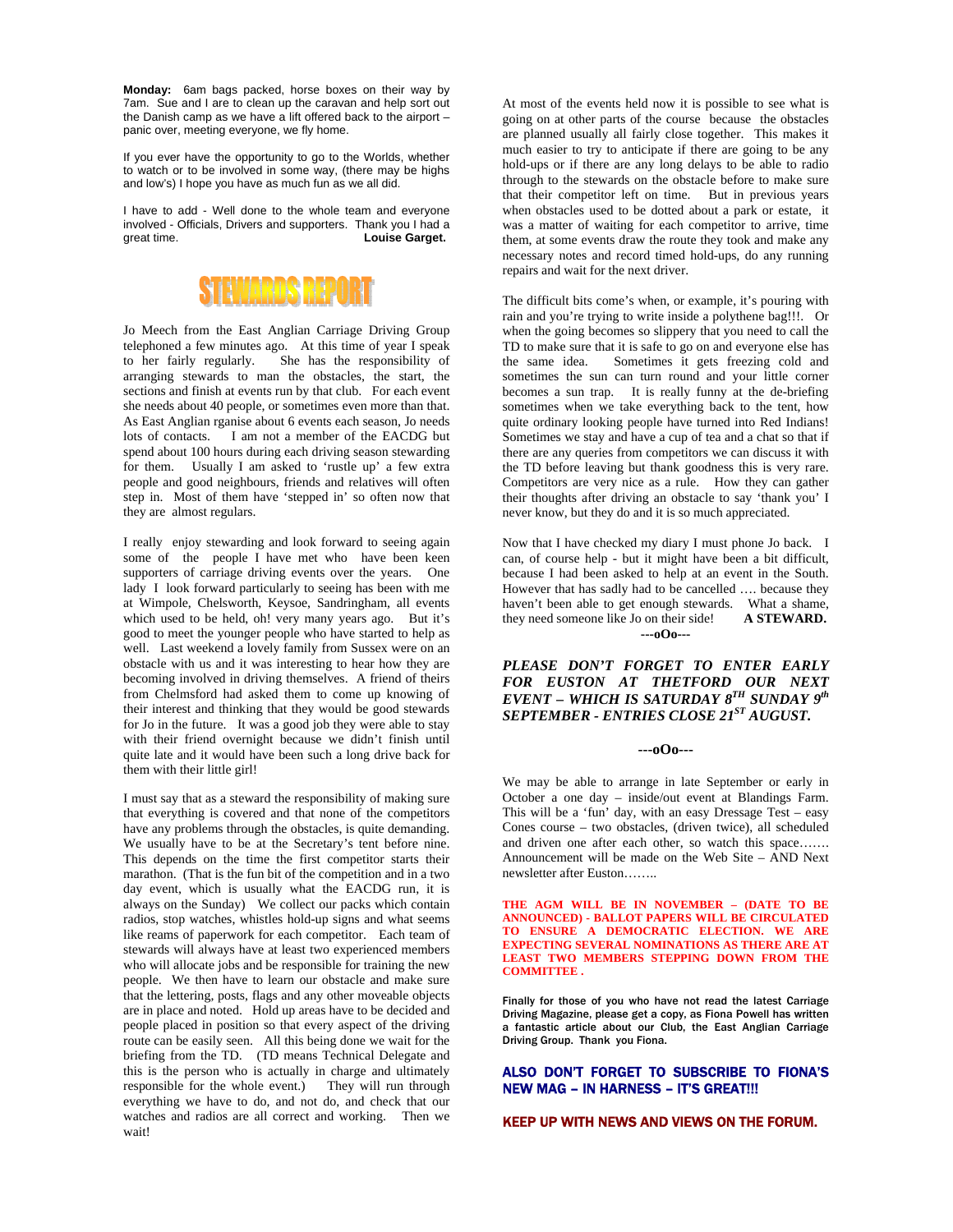**Monday:** 6am bags packed, horse boxes on their way by 7am. Sue and I are to clean up the caravan and help sort out the Danish camp as we have a lift offered back to the airport – panic over, meeting everyone, we fly home.

If you ever have the opportunity to go to the Worlds, whether to watch or to be involved in some way, (there may be highs and low's) I hope you have as much fun as we all did.

I have to add - Well done to the whole team and everyone involved - Officials, Drivers and supporters. Thank you I had a great time. **Louise Garget.**

## STEWARDS REPORT

Jo Meech from the East Anglian Carriage Driving Group telephoned a few minutes ago. At this time of year I speak to her fairly regularly. She has the responsibility of arranging stewards to man the obstacles, the start, the sections and finish at events run by that club. For each event she needs about 40 people, or sometimes even more than that. As East Anglian rganise about 6 events each season, Jo needs lots of contacts. I am not a member of the EACDG but spend about 100 hours during each driving season stewarding for them. Usually I am asked to 'rustle up' a few extra people and good neighbours, friends and relatives will often step in. Most of them have 'stepped in' so often now that they are almost regulars.

I really enjoy stewarding and look forward to seeing again some of the people I have met who have been keen supporters of carriage driving events over the years. One lady I look forward particularly to seeing has been with me at Wimpole, Chelsworth, Keysoe, Sandringham, all events which used to be held, oh! very many years ago. But it's good to meet the younger people who have started to help as well. Last weekend a lovely family from Sussex were on an obstacle with us and it was interesting to hear how they are becoming involved in driving themselves. A friend of theirs from Chelmsford had asked them to come up knowing of their interest and thinking that they would be good stewards for Jo in the future. It was a good job they were able to stay with their friend overnight because we didn't finish until quite late and it would have been such a long drive back for them with their little girl!

I must say that as a steward the responsibility of making sure that everything is covered and that none of the competitors have any problems through the obstacles, is quite demanding. We usually have to be at the Secretary's tent before nine. This depends on the time the first competitor starts their marathon. (That is the fun bit of the competition and in a two day event, which is usually what the EACDG run, it is always on the Sunday) We collect our packs which contain radios, stop watches, whistles hold-up signs and what seems like reams of paperwork for each competitor. Each team of stewards will always have at least two experienced members who will allocate jobs and be responsible for training the new people. We then have to learn our obstacle and make sure that the lettering, posts, flags and any other moveable objects are in place and noted. Hold up areas have to be decided and people placed in position so that every aspect of the driving route can be easily seen. All this being done we wait for the briefing from the TD. (TD means Technical Delegate and this is the person who is actually in charge and ultimately responsible for the whole event.) They will run through everything we have to do, and not do, and check that our watches and radios are all correct and working. Then we wait!

At most of the events held now it is possible to see what is going on at other parts of the course because the obstacles are planned usually all fairly close together. This makes it much easier to try to anticipate if there are going to be any hold-ups or if there are any long delays to be able to radio through to the stewards on the obstacle before to make sure that their competitor left on time. But in previous years when obstacles used to be dotted about a park or estate, it was a matter of waiting for each competitor to arrive, time them, at some events draw the route they took and make any necessary notes and record timed hold-ups, do any running repairs and wait for the next driver.

The difficult bits come's when, or example, it's pouring with rain and you're trying to write inside a polythene bag!!!. Or when the going becomes so slippery that you need to call the TD to make sure that it is safe to go on and everyone else has the same idea. Sometimes it gets freezing cold and sometimes the sun can turn round and your little corner becomes a sun trap. It is really funny at the de-briefing sometimes when we take everything back to the tent, how quite ordinary looking people have turned into Red Indians! Sometimes we stay and have a cup of tea and a chat so that if there are any queries from competitors we can discuss it with the TD before leaving but thank goodness this is very rare. Competitors are very nice as a rule. How they can gather their thoughts after driving an obstacle to say 'thank you' I never know, but they do and it is so much appreciated.

Now that I have checked my diary I must phone Jo back. I can, of course help - but it might have been a bit difficult, because I had been asked to help at an event in the South. However that has sadly had to be cancelled …. because they haven't been able to get enough stewards. What a shame, they need someone like Jo on their side! **A STEWARD.**

**---oOo---**

***PLEASE DON'T FORGET TO ENTER EARLY FOR EUSTON AT THETFORD OUR NEXT EVENT – WHICH IS SATURDAY 8TH SUNDAY 9th SEPTEMBER - ENTRIES CLOSE 21ST AUGUST.***

**---oOo---**

We may be able to arrange in late September or early in October a one day – inside/out event at Blandings Farm. This will be a 'fun' day, with an easy Dressage Test – easy Cones course – two obstacles, (driven twice), all scheduled and driven one after each other, so watch this space……. Announcement will be made on the Web Site – AND Next newsletter after Euston……..

**THE AGM WILL BE IN NOVEMBER – (DATE TO BE ANNOUNCED) - BALLOT PAPERS WILL BE CIRCULATED TO ENSURE A DEMOCRATIC ELECTION. WE ARE EXPECTING SEVERAL NOMINATIONS AS THERE ARE AT LEAST TWO MEMBERS STEPPING DOWN FROM THE COMMITTEE .**

**Finally for those of you who have not read the latest Carriage Driving Magazine, please get a copy, as Fiona Powell has written a fantastic article about our Club, the East Anglian Carriage Driving Group. Thank you Fiona.**

**ALSO DON'T FORGET TO SUBSCRIBE TO FIONA'S NEW MAG – IN HARNESS – IT'S GREAT!!!**

**KEEP UP WITH NEWS AND VIEWS ON THE FORUM.**